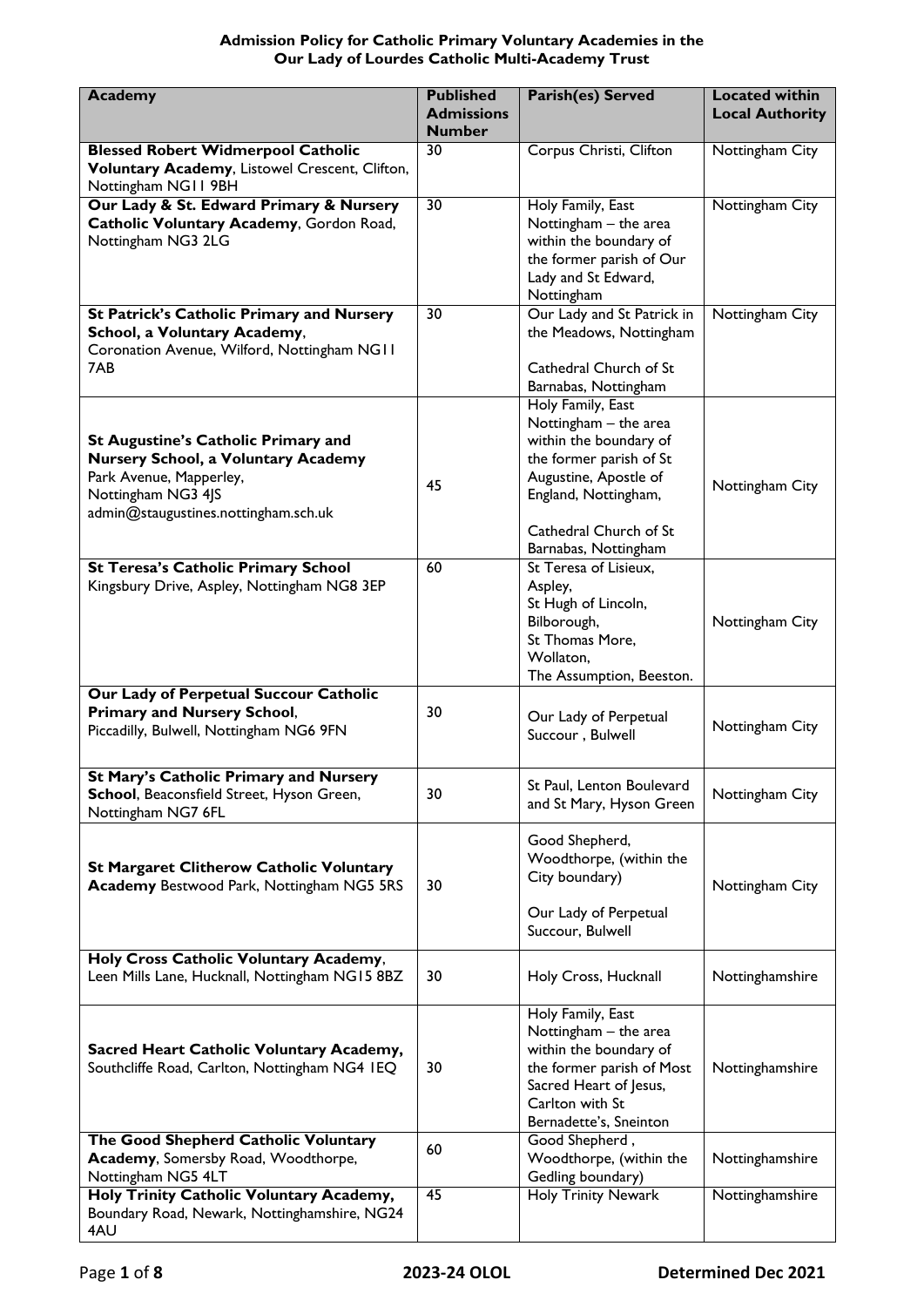# Admission Policy for Catholic Primary Voluntary Academies in the Our Lady of Lourdes Catholic Multi-Academy Trust

| Academy | Published Admissions Number | Parish(es) Served | Located within Local Authority |
|---|---|---|---|
| **Blessed Robert Widmerpool Catholic Voluntary Academy**, Listowel Crescent, Clifton, Nottingham NG11 9BH | 30 | Corpus Christi, Clifton | Nottingham City |
| **Our Lady & St. Edward Primary & Nursery Catholic Voluntary Academy**, Gordon Road, Nottingham NG3 2LG | 30 | Holy Family, East Nottingham – the area within the boundary of the former parish of Our Lady and St Edward, Nottingham | Nottingham City |
| **St Patrick's Catholic Primary and Nursery School, a Voluntary Academy**, Coronation Avenue, Wilford, Nottingham NG11 7AB | 30 | Our Lady and St Patrick in the Meadows, Nottingham<br><br>Cathedral Church of St Barnabas, Nottingham | Nottingham City |
| **St Augustine's Catholic Primary and Nursery School, a Voluntary Academy** Park Avenue, Mapperley, Nottingham NG3 4JS admin@staugustines.nottingham.sch.uk | 45 | Holy Family, East Nottingham – the area within the boundary of the former parish of St Augustine, Apostle of England, Nottingham,<br><br>Cathedral Church of St Barnabas, Nottingham | Nottingham City |
| **St Teresa's Catholic Primary School** Kingsbury Drive, Aspley, Nottingham NG8 3EP | 60 | St Teresa of Lisieux, Aspley, St Hugh of Lincoln, Bilborough, St Thomas More, Wollaton, The Assumption, Beeston. | Nottingham City |
| **Our Lady of Perpetual Succour Catholic Primary and Nursery School**, Piccadilly, Bulwell, Nottingham NG6 9FN | 30 | Our Lady of Perpetual Succour , Bulwell | Nottingham City |
| **St Mary's Catholic Primary and Nursery School**, Beaconsfield Street, Hyson Green, Nottingham NG7 6FL | 30 | St Paul, Lenton Boulevard and St Mary, Hyson Green | Nottingham City |
| **St Margaret Clitherow Catholic Voluntary Academy** Bestwood Park, Nottingham NG5 5RS | 30 | Good Shepherd, Woodthorpe, (within the City boundary)<br><br>Our Lady of Perpetual Succour, Bulwell | Nottingham City |
| **Holy Cross Catholic Voluntary Academy**, Leen Mills Lane, Hucknall, Nottingham NG15 8BZ | 30 | Holy Cross, Hucknall | Nottinghamshire |
| **Sacred Heart Catholic Voluntary Academy,** Southcliffe Road, Carlton, Nottingham NG4 1EQ | 30 | Holy Family, East Nottingham – the area within the boundary of the former parish of Most Sacred Heart of Jesus, Carlton with St Bernadette's, Sneinton | Nottinghamshire |
| **The Good Shepherd Catholic Voluntary Academy**, Somersby Road, Woodthorpe, Nottingham NG5 4LT | 60 | Good Shepherd , Woodthorpe, (within the Gedling boundary) | Nottinghamshire |
| **Holy Trinity Catholic Voluntary Academy,** Boundary Road, Newark, Nottinghamshire, NG24 4AU | 45 | Holy Trinity Newark | Nottinghamshire |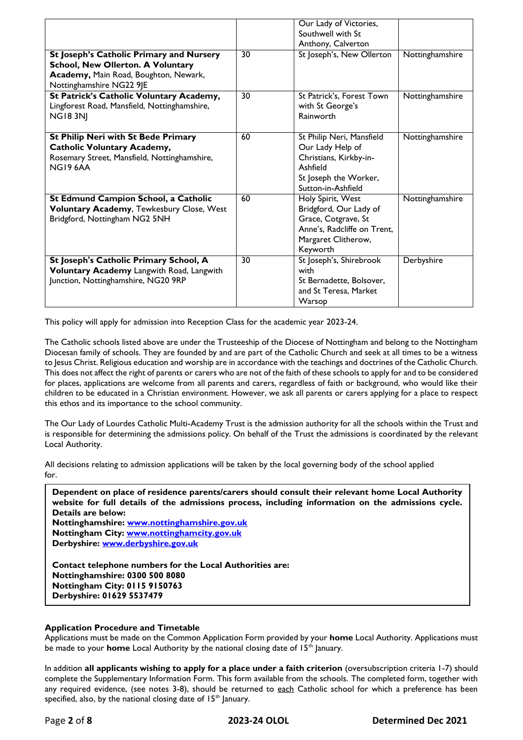| | | | |
|---|---|---|---|
| | | Our Lady of Victories, Southwell with St Anthony, Calverton | |
| **St Joseph's Catholic Primary and Nursery School, New Ollerton. A Voluntary Academy,** Main Road, Boughton, Newark, Nottinghamshire NG22 9JE | 30 | St Joseph's, New Ollerton | Nottinghamshire |
| **St Patrick's Catholic Voluntary Academy,** Lingforest Road, Mansfield, Nottinghamshire, NG18 3NJ | 30 | St Patrick's, Forest Town with St George's Rainworth | Nottinghamshire |
| **St Philip Neri with St Bede Primary Catholic Voluntary Academy,** Rosemary Street, Mansfield, Nottinghamshire, NG19 6AA | 60 | St Philip Neri, Mansfield Our Lady Help of Christians, Kirkby-in-Ashfield St Joseph the Worker, Sutton-in-Ashfield | Nottinghamshire |
| **St Edmund Campion School, a Catholic Voluntary Academy**, Tewkesbury Close, West Bridgford, Nottingham NG2 5NH | 60 | Holy Spirit, West Bridgford, Our Lady of Grace, Cotgrave, St Anne's, Radcliffe on Trent, Margaret Clitherow, Keyworth | Nottinghamshire |
| **St Joseph's Catholic Primary School, A Voluntary Academy** Langwith Road, Langwith Junction, Nottinghamshire, NG20 9RP | 30 | St Joseph's, Shirebrook with St Bernadette, Bolsover, and St Teresa, Market Warsop | Derbyshire |

This policy will apply for admission into Reception Class for the academic year 2023-24.

The Catholic schools listed above are under the Trusteeship of the Diocese of Nottingham and belong to the Nottingham Diocesan family of schools. They are founded by and are part of the Catholic Church and seek at all times to be a witness to Jesus Christ. Religious education and worship are in accordance with the teachings and doctrines of the Catholic Church. This does not affect the right of parents or carers who are not of the faith of these schools to apply for and to be considered for places, applications are welcome from all parents and carers, regardless of faith or background, who would like their children to be educated in a Christian environment. However, we ask all parents or carers applying for a place to respect this ethos and its importance to the school community.

The Our Lady of Lourdes Catholic Multi-Academy Trust is the admission authority for all the schools within the Trust and is responsible for determining the admissions policy. On behalf of the Trust the admissions is coordinated by the relevant Local Authority.

All decisions relating to admission applications will be taken by the local governing body of the school applied for.

**Dependent on place of residence parents/carers should consult their relevant home Local Authority website for full details of the admissions process, including information on the admissions cycle. Details are below:**
**Nottinghamshire: [www.nottinghamshire.gov.uk](www.nottinghamshire.gov.uk)**
**Nottingham City: [www.nottinghamcity.gov.uk](www.nottinghamcity.gov.uk)**
**Derbyshire: [www.derbyshire.gov.uk](www.derbyshire.gov.uk)**

**Contact telephone numbers for the Local Authorities are:**
**Nottinghamshire: 0300 500 8080**
**Nottingham City: 0115 9150763**
**Derbyshire: 01629 5537479**

**Application Procedure and Timetable**
Applications must be made on the Common Application Form provided by your **home** Local Authority. Applications must be made to your **home** Local Authority by the national closing date of 15th January.

In addition **all applicants wishing to apply for a place under a faith criterion** (oversubscription criteria 1-7) should complete the Supplementary Information Form. This form available from the schools. The completed form, together with any required evidence, (see notes 3-8), should be returned to each Catholic school for which a preference has been specified, also, by the national closing date of 15th January.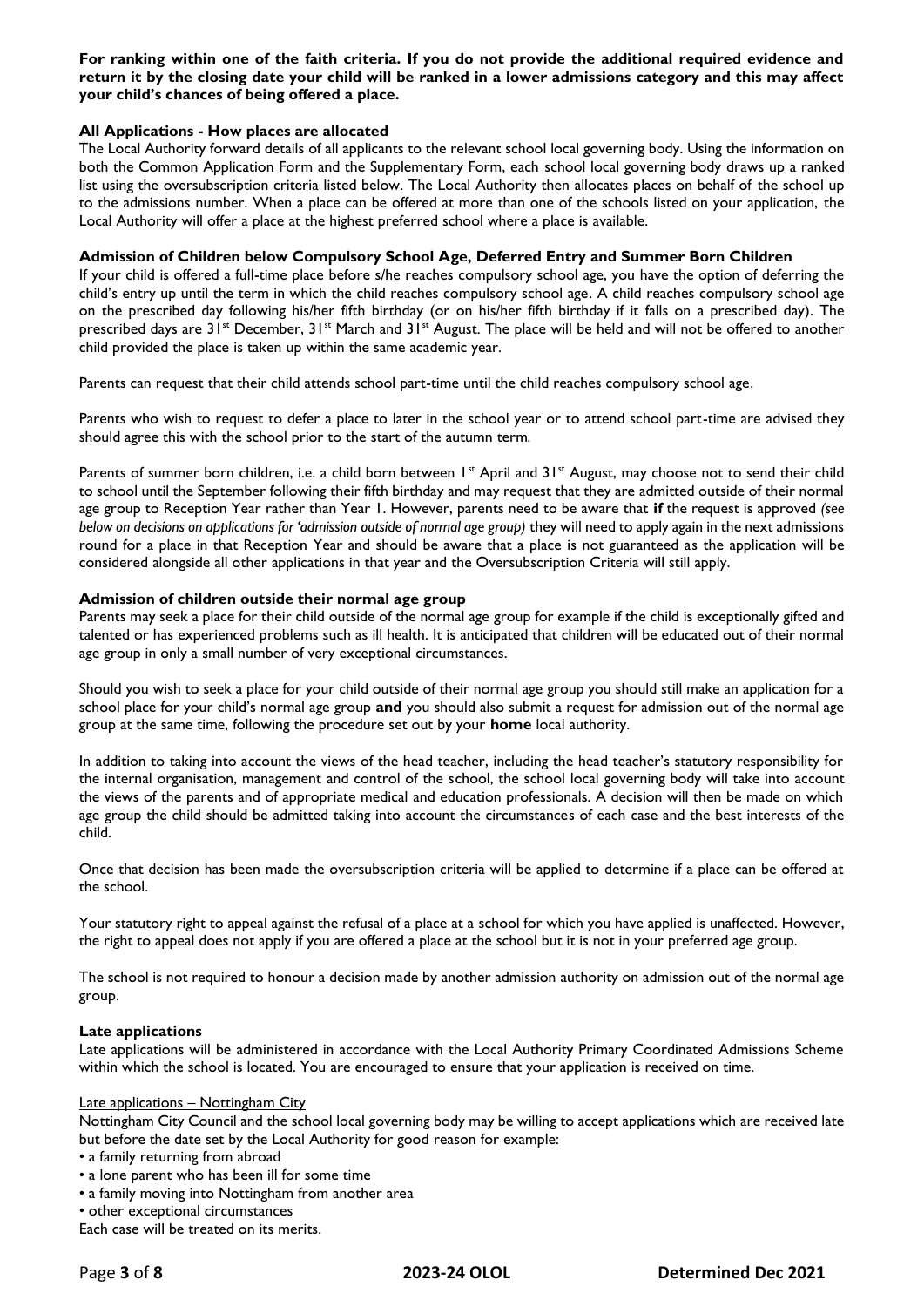**For ranking within one of the faith criteria. If you do not provide the additional required evidence and return it by the closing date your child will be ranked in a lower admissions category and this may affect your child's chances of being offered a place.**

### All Applications - How places are allocated

The Local Authority forward details of all applicants to the relevant school local governing body. Using the information on both the Common Application Form and the Supplementary Form, each school local governing body draws up a ranked list using the oversubscription criteria listed below. The Local Authority then allocates places on behalf of the school up to the admissions number. When a place can be offered at more than one of the schools listed on your application, the Local Authority will offer a place at the highest preferred school where a place is available.

### Admission of Children below Compulsory School Age, Deferred Entry and Summer Born Children

If your child is offered a full-time place before s/he reaches compulsory school age, you have the option of deferring the child's entry up until the term in which the child reaches compulsory school age. A child reaches compulsory school age on the prescribed day following his/her fifth birthday (or on his/her fifth birthday if it falls on a prescribed day). The prescribed days are 31st December, 31st March and 31st August. The place will be held and will not be offered to another child provided the place is taken up within the same academic year.

Parents can request that their child attends school part-time until the child reaches compulsory school age.

Parents who wish to request to defer a place to later in the school year or to attend school part-time are advised they should agree this with the school prior to the start of the autumn term.

Parents of summer born children, i.e. a child born between 1st April and 31st August, may choose not to send their child to school until the September following their fifth birthday and may request that they are admitted outside of their normal age group to Reception Year rather than Year 1. However, parents need to be aware that **if** the request is approved *(see below on decisions on applications for 'admission outside of normal age group)* they will need to apply again in the next admissions round for a place in that Reception Year and should be aware that a place is not guaranteed as the application will be considered alongside all other applications in that year and the Oversubscription Criteria will still apply.

### Admission of children outside their normal age group

Parents may seek a place for their child outside of the normal age group for example if the child is exceptionally gifted and talented or has experienced problems such as ill health. It is anticipated that children will be educated out of their normal age group in only a small number of very exceptional circumstances.

Should you wish to seek a place for your child outside of their normal age group you should still make an application for a school place for your child's normal age group **and** you should also submit a request for admission out of the normal age group at the same time, following the procedure set out by your **home** local authority.

In addition to taking into account the views of the head teacher, including the head teacher's statutory responsibility for the internal organisation, management and control of the school, the school local governing body will take into account the views of the parents and of appropriate medical and education professionals. A decision will then be made on which age group the child should be admitted taking into account the circumstances of each case and the best interests of the child.

Once that decision has been made the oversubscription criteria will be applied to determine if a place can be offered at the school.

Your statutory right to appeal against the refusal of a place at a school for which you have applied is unaffected. However, the right to appeal does not apply if you are offered a place at the school but it is not in your preferred age group.

The school is not required to honour a decision made by another admission authority on admission out of the normal age group.

### Late applications

Late applications will be administered in accordance with the Local Authority Primary Coordinated Admissions Scheme within which the school is located. You are encouraged to ensure that your application is received on time.

<u>Late applications – Nottingham City</u>

Nottingham City Council and the school local governing body may be willing to accept applications which are received late but before the date set by the Local Authority for good reason for example:

- a family returning from abroad
- a lone parent who has been ill for some time
- a family moving into Nottingham from another area
- other exceptional circumstances

Each case will be treated on its merits.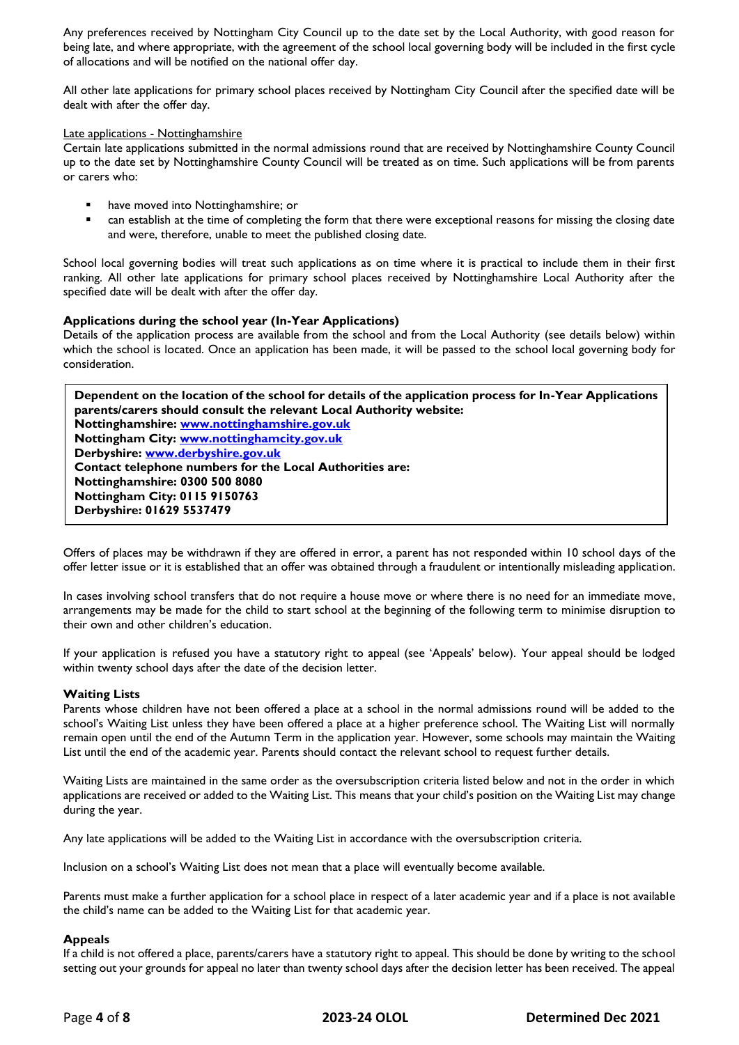Any preferences received by Nottingham City Council up to the date set by the Local Authority, with good reason for being late, and where appropriate, with the agreement of the school local governing body will be included in the first cycle of allocations and will be notified on the national offer day.

All other late applications for primary school places received by Nottingham City Council after the specified date will be dealt with after the offer day.

Late applications - Nottinghamshire

Certain late applications submitted in the normal admissions round that are received by Nottinghamshire County Council up to the date set by Nottinghamshire County Council will be treated as on time. Such applications will be from parents or carers who:

- have moved into Nottinghamshire; or
- can establish at the time of completing the form that there were exceptional reasons for missing the closing date and were, therefore, unable to meet the published closing date.

School local governing bodies will treat such applications as on time where it is practical to include them in their first ranking. All other late applications for primary school places received by Nottinghamshire Local Authority after the specified date will be dealt with after the offer day.

**Applications during the school year (In-Year Applications)**

Details of the application process are available from the school and from the Local Authority (see details below) within which the school is located. Once an application has been made, it will be passed to the school local governing body for consideration.

**Dependent on the location of the school for details of the application process for In-Year Applications parents/carers should consult the relevant Local Authority website:**
**Nottinghamshire: [www.nottinghamshire.gov.uk](http://www.nottinghamshire.gov.uk)**
**Nottingham City: [www.nottinghamcity.gov.uk](http://www.nottinghamcity.gov.uk)**
**Derbyshire: [www.derbyshire.gov.uk](http://www.derbyshire.gov.uk)**
**Contact telephone numbers for the Local Authorities are:**
**Nottinghamshire: 0300 500 8080**
**Nottingham City: 0115 9150763**
**Derbyshire: 01629 5537479**

Offers of places may be withdrawn if they are offered in error, a parent has not responded within 10 school days of the offer letter issue or it is established that an offer was obtained through a fraudulent or intentionally misleading application.

In cases involving school transfers that do not require a house move or where there is no need for an immediate move, arrangements may be made for the child to start school at the beginning of the following term to minimise disruption to their own and other children's education.

If your application is refused you have a statutory right to appeal (see 'Appeals' below). Your appeal should be lodged within twenty school days after the date of the decision letter.

**Waiting Lists**

Parents whose children have not been offered a place at a school in the normal admissions round will be added to the school's Waiting List unless they have been offered a place at a higher preference school. The Waiting List will normally remain open until the end of the Autumn Term in the application year. However, some schools may maintain the Waiting List until the end of the academic year. Parents should contact the relevant school to request further details.

Waiting Lists are maintained in the same order as the oversubscription criteria listed below and not in the order in which applications are received or added to the Waiting List. This means that your child's position on the Waiting List may change during the year.

Any late applications will be added to the Waiting List in accordance with the oversubscription criteria.

Inclusion on a school's Waiting List does not mean that a place will eventually become available.

Parents must make a further application for a school place in respect of a later academic year and if a place is not available the child's name can be added to the Waiting List for that academic year.

**Appeals**

If a child is not offered a place, parents/carers have a statutory right to appeal. This should be done by writing to the school setting out your grounds for appeal no later than twenty school days after the decision letter has been received. The appeal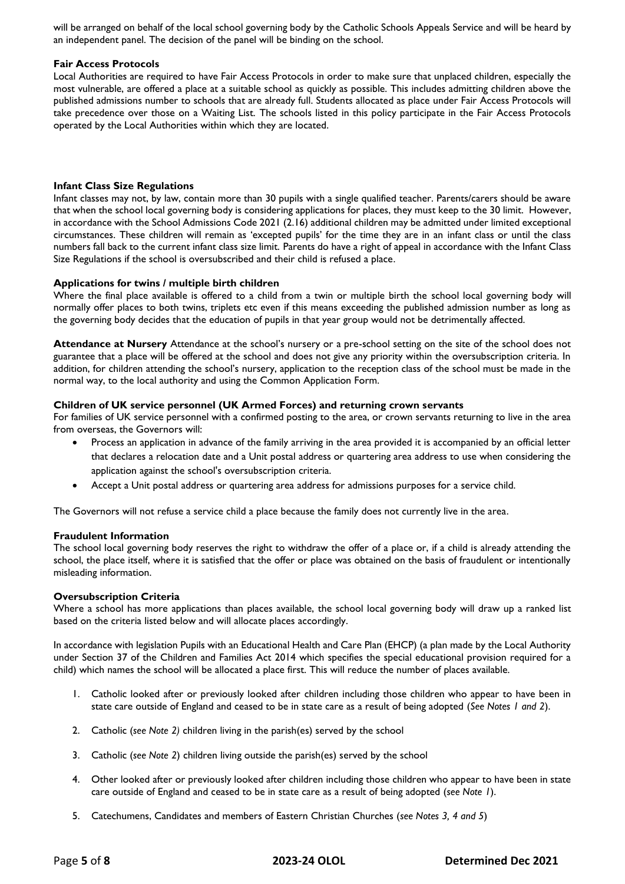will be arranged on behalf of the local school governing body by the Catholic Schools Appeals Service and will be heard by an independent panel. The decision of the panel will be binding on the school.

**Fair Access Protocols**

Local Authorities are required to have Fair Access Protocols in order to make sure that unplaced children, especially the most vulnerable, are offered a place at a suitable school as quickly as possible. This includes admitting children above the published admissions number to schools that are already full. Students allocated as place under Fair Access Protocols will take precedence over those on a Waiting List. The schools listed in this policy participate in the Fair Access Protocols operated by the Local Authorities within which they are located.

**Infant Class Size Regulations**

Infant classes may not, by law, contain more than 30 pupils with a single qualified teacher. Parents/carers should be aware that when the school local governing body is considering applications for places, they must keep to the 30 limit. However, in accordance with the School Admissions Code 2021 (2.16) additional children may be admitted under limited exceptional circumstances. These children will remain as 'excepted pupils' for the time they are in an infant class or until the class numbers fall back to the current infant class size limit. Parents do have a right of appeal in accordance with the Infant Class Size Regulations if the school is oversubscribed and their child is refused a place.

**Applications for twins / multiple birth children**

Where the final place available is offered to a child from a twin or multiple birth the school local governing body will normally offer places to both twins, triplets etc even if this means exceeding the published admission number as long as the governing body decides that the education of pupils in that year group would not be detrimentally affected.

**Attendance at Nursery** Attendance at the school's nursery or a pre-school setting on the site of the school does not guarantee that a place will be offered at the school and does not give any priority within the oversubscription criteria. In addition, for children attending the school's nursery, application to the reception class of the school must be made in the normal way, to the local authority and using the Common Application Form.

**Children of UK service personnel (UK Armed Forces) and returning crown servants**

For families of UK service personnel with a confirmed posting to the area, or crown servants returning to live in the area from overseas, the Governors will:

- Process an application in advance of the family arriving in the area provided it is accompanied by an official letter that declares a relocation date and a Unit postal address or quartering area address to use when considering the application against the school's oversubscription criteria.
- Accept a Unit postal address or quartering area address for admissions purposes for a service child.

The Governors will not refuse a service child a place because the family does not currently live in the area.

**Fraudulent Information**

The school local governing body reserves the right to withdraw the offer of a place or, if a child is already attending the school, the place itself, where it is satisfied that the offer or place was obtained on the basis of fraudulent or intentionally misleading information.

**Oversubscription Criteria**

Where a school has more applications than places available, the school local governing body will draw up a ranked list based on the criteria listed below and will allocate places accordingly.

In accordance with legislation Pupils with an Educational Health and Care Plan (EHCP) (a plan made by the Local Authority under Section 37 of the Children and Families Act 2014 which specifies the special educational provision required for a child) which names the school will be allocated a place first. This will reduce the number of places available.

1. Catholic looked after or previously looked after children including those children who appear to have been in state care outside of England and ceased to be in state care as a result of being adopted (*See Notes 1 and 2*).
2. Catholic (*see Note 2)* children living in the parish(es) served by the school
3. Catholic (*see Note 2*) children living outside the parish(es) served by the school
4. Other looked after or previously looked after children including those children who appear to have been in state care outside of England and ceased to be in state care as a result of being adopted (*see Note 1*).
5. Catechumens, Candidates and members of Eastern Christian Churches (*see Notes 3, 4 and 5*)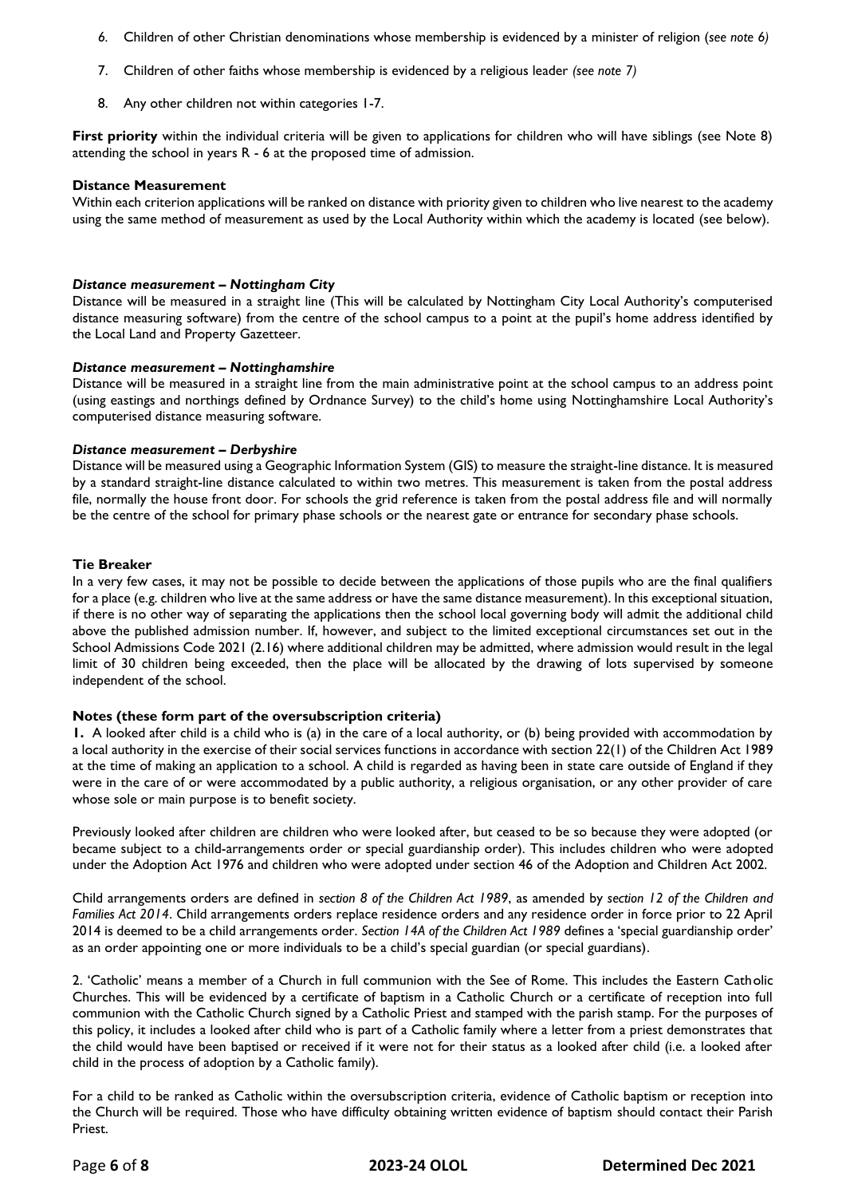6. Children of other Christian denominations whose membership is evidenced by a minister of religion (*see note 6)*

7. Children of other faiths whose membership is evidenced by a religious leader *(see note 7)*

8. Any other children not within categories 1-7.

**First priority** within the individual criteria will be given to applications for children who will have siblings (see Note 8) attending the school in years R - 6 at the proposed time of admission.

**Distance Measurement**

Within each criterion applications will be ranked on distance with priority given to children who live nearest to the academy using the same method of measurement as used by the Local Authority within which the academy is located (see below).

***Distance measurement – Nottingham City***

Distance will be measured in a straight line (This will be calculated by Nottingham City Local Authority's computerised distance measuring software) from the centre of the school campus to a point at the pupil's home address identified by the Local Land and Property Gazetteer.

***Distance measurement – Nottinghamshire***

Distance will be measured in a straight line from the main administrative point at the school campus to an address point (using eastings and northings defined by Ordnance Survey) to the child's home using Nottinghamshire Local Authority's computerised distance measuring software.

***Distance measurement – Derbyshire***

Distance will be measured using a Geographic Information System (GIS) to measure the straight-line distance. It is measured by a standard straight-line distance calculated to within two metres. This measurement is taken from the postal address file, normally the house front door. For schools the grid reference is taken from the postal address file and will normally be the centre of the school for primary phase schools or the nearest gate or entrance for secondary phase schools.

**Tie Breaker**

In a very few cases, it may not be possible to decide between the applications of those pupils who are the final qualifiers for a place (e.g. children who live at the same address or have the same distance measurement). In this exceptional situation, if there is no other way of separating the applications then the school local governing body will admit the additional child above the published admission number. If, however, and subject to the limited exceptional circumstances set out in the School Admissions Code 2021 (2.16) where additional children may be admitted, where admission would result in the legal limit of 30 children being exceeded, then the place will be allocated by the drawing of lots supervised by someone independent of the school.

**Notes (these form part of the oversubscription criteria)**

**1.** A looked after child is a child who is (a) in the care of a local authority, or (b) being provided with accommodation by a local authority in the exercise of their social services functions in accordance with section 22(1) of the Children Act 1989 at the time of making an application to a school. A child is regarded as having been in state care outside of England if they were in the care of or were accommodated by a public authority, a religious organisation, or any other provider of care whose sole or main purpose is to benefit society.

Previously looked after children are children who were looked after, but ceased to be so because they were adopted (or became subject to a child-arrangements order or special guardianship order). This includes children who were adopted under the Adoption Act 1976 and children who were adopted under section 46 of the Adoption and Children Act 2002.

Child arrangements orders are defined in *section 8 of the Children Act 1989*, as amended by *section 12 of the Children and Families Act 2014*. Child arrangements orders replace residence orders and any residence order in force prior to 22 April 2014 is deemed to be a child arrangements order. *Section 14A of the Children Act 1989* defines a 'special guardianship order' as an order appointing one or more individuals to be a child's special guardian (or special guardians).

2. 'Catholic' means a member of a Church in full communion with the See of Rome. This includes the Eastern Catholic Churches. This will be evidenced by a certificate of baptism in a Catholic Church or a certificate of reception into full communion with the Catholic Church signed by a Catholic Priest and stamped with the parish stamp. For the purposes of this policy, it includes a looked after child who is part of a Catholic family where a letter from a priest demonstrates that the child would have been baptised or received if it were not for their status as a looked after child (i.e. a looked after child in the process of adoption by a Catholic family).

For a child to be ranked as Catholic within the oversubscription criteria, evidence of Catholic baptism or reception into the Church will be required. Those who have difficulty obtaining written evidence of baptism should contact their Parish Priest.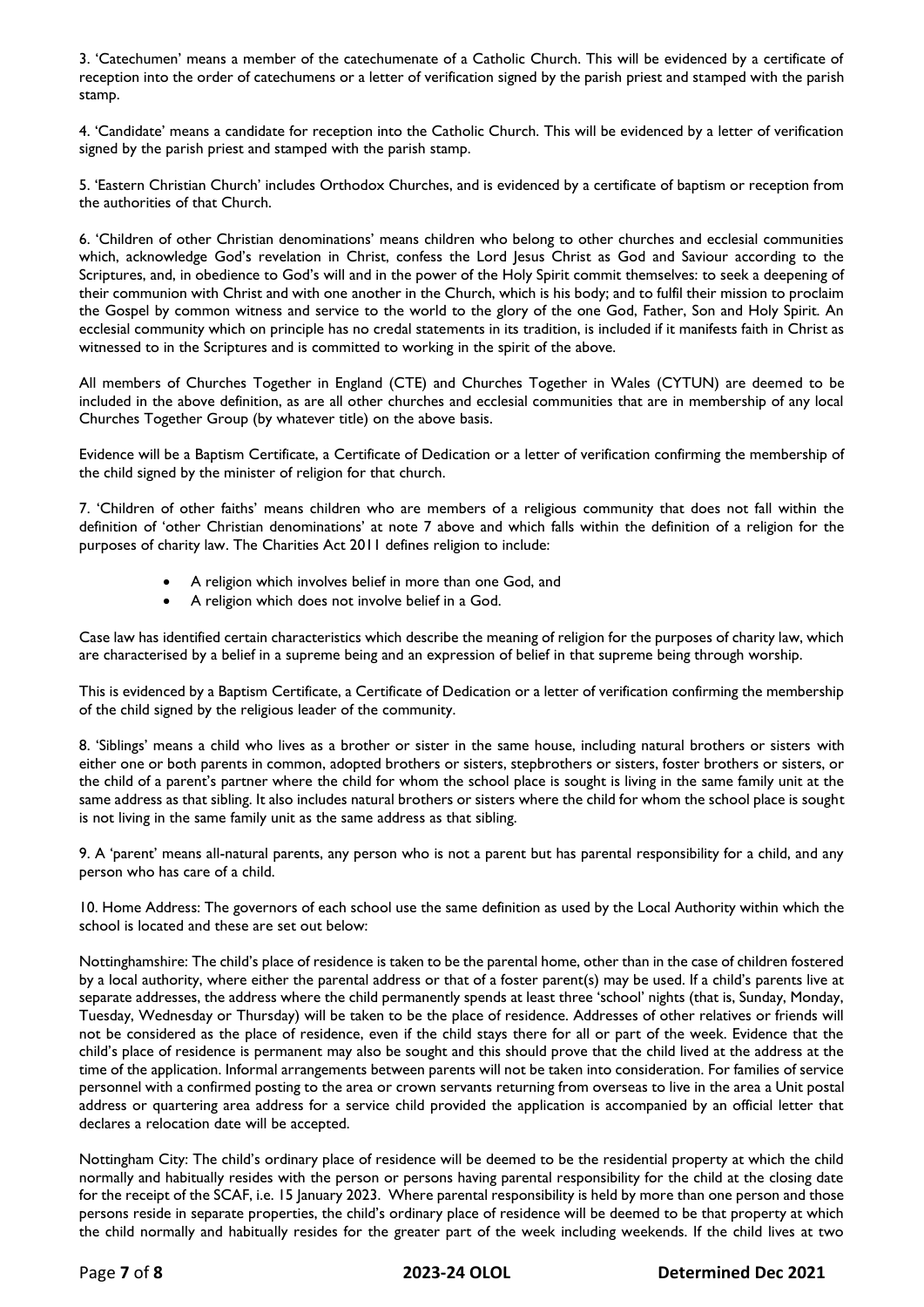3. 'Catechumen' means a member of the catechumenate of a Catholic Church. This will be evidenced by a certificate of reception into the order of catechumens or a letter of verification signed by the parish priest and stamped with the parish stamp.

4. 'Candidate' means a candidate for reception into the Catholic Church. This will be evidenced by a letter of verification signed by the parish priest and stamped with the parish stamp.

5. 'Eastern Christian Church' includes Orthodox Churches, and is evidenced by a certificate of baptism or reception from the authorities of that Church.

6. 'Children of other Christian denominations' means children who belong to other churches and ecclesial communities which, acknowledge God's revelation in Christ, confess the Lord Jesus Christ as God and Saviour according to the Scriptures, and, in obedience to God's will and in the power of the Holy Spirit commit themselves: to seek a deepening of their communion with Christ and with one another in the Church, which is his body; and to fulfil their mission to proclaim the Gospel by common witness and service to the world to the glory of the one God, Father, Son and Holy Spirit. An ecclesial community which on principle has no credal statements in its tradition, is included if it manifests faith in Christ as witnessed to in the Scriptures and is committed to working in the spirit of the above.

All members of Churches Together in England (CTE) and Churches Together in Wales (CYTUN) are deemed to be included in the above definition, as are all other churches and ecclesial communities that are in membership of any local Churches Together Group (by whatever title) on the above basis.

Evidence will be a Baptism Certificate, a Certificate of Dedication or a letter of verification confirming the membership of the child signed by the minister of religion for that church.

7. 'Children of other faiths' means children who are members of a religious community that does not fall within the definition of 'other Christian denominations' at note 7 above and which falls within the definition of a religion for the purposes of charity law. The Charities Act 2011 defines religion to include:

- A religion which involves belief in more than one God, and
- A religion which does not involve belief in a God.

Case law has identified certain characteristics which describe the meaning of religion for the purposes of charity law, which are characterised by a belief in a supreme being and an expression of belief in that supreme being through worship.

This is evidenced by a Baptism Certificate, a Certificate of Dedication or a letter of verification confirming the membership of the child signed by the religious leader of the community.

8. 'Siblings' means a child who lives as a brother or sister in the same house, including natural brothers or sisters with either one or both parents in common, adopted brothers or sisters, stepbrothers or sisters, foster brothers or sisters, or the child of a parent's partner where the child for whom the school place is sought is living in the same family unit at the same address as that sibling. It also includes natural brothers or sisters where the child for whom the school place is sought is not living in the same family unit as the same address as that sibling.

9. A 'parent' means all-natural parents, any person who is not a parent but has parental responsibility for a child, and any person who has care of a child.

10. Home Address: The governors of each school use the same definition as used by the Local Authority within which the school is located and these are set out below:

Nottinghamshire: The child's place of residence is taken to be the parental home, other than in the case of children fostered by a local authority, where either the parental address or that of a foster parent(s) may be used. If a child's parents live at separate addresses, the address where the child permanently spends at least three 'school' nights (that is, Sunday, Monday, Tuesday, Wednesday or Thursday) will be taken to be the place of residence. Addresses of other relatives or friends will not be considered as the place of residence, even if the child stays there for all or part of the week. Evidence that the child's place of residence is permanent may also be sought and this should prove that the child lived at the address at the time of the application. Informal arrangements between parents will not be taken into consideration. For families of service personnel with a confirmed posting to the area or crown servants returning from overseas to live in the area a Unit postal address or quartering area address for a service child provided the application is accompanied by an official letter that declares a relocation date will be accepted.

Nottingham City: The child's ordinary place of residence will be deemed to be the residential property at which the child normally and habitually resides with the person or persons having parental responsibility for the child at the closing date for the receipt of the SCAF, i.e. 15 January 2023. Where parental responsibility is held by more than one person and those persons reside in separate properties, the child's ordinary place of residence will be deemed to be that property at which the child normally and habitually resides for the greater part of the week including weekends. If the child lives at two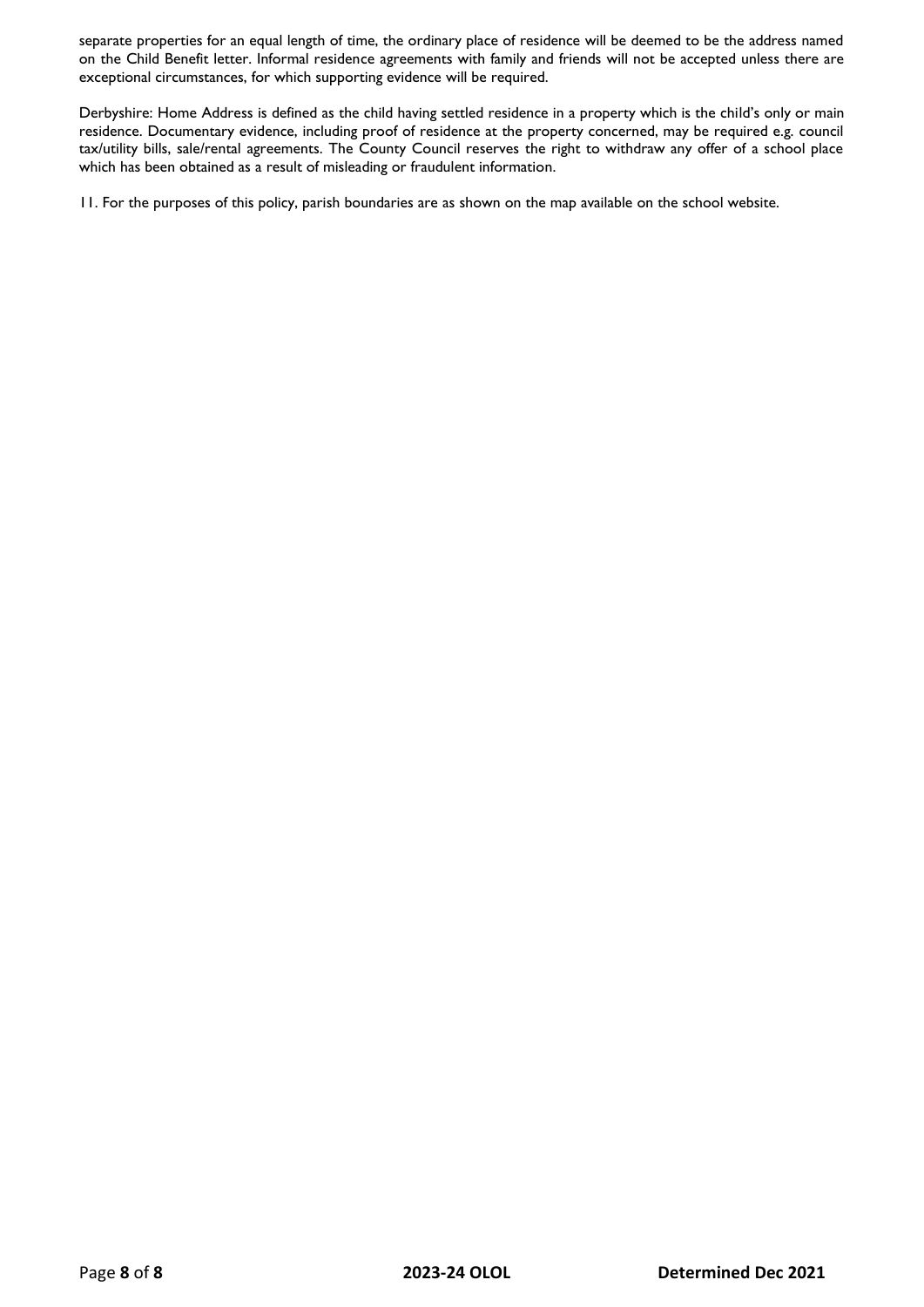separate properties for an equal length of time, the ordinary place of residence will be deemed to be the address named on the Child Benefit letter. Informal residence agreements with family and friends will not be accepted unless there are exceptional circumstances, for which supporting evidence will be required.

Derbyshire: Home Address is defined as the child having settled residence in a property which is the child's only or main residence. Documentary evidence, including proof of residence at the property concerned, may be required e.g. council tax/utility bills, sale/rental agreements. The County Council reserves the right to withdraw any offer of a school place which has been obtained as a result of misleading or fraudulent information.

11. For the purposes of this policy, parish boundaries are as shown on the map available on the school website.